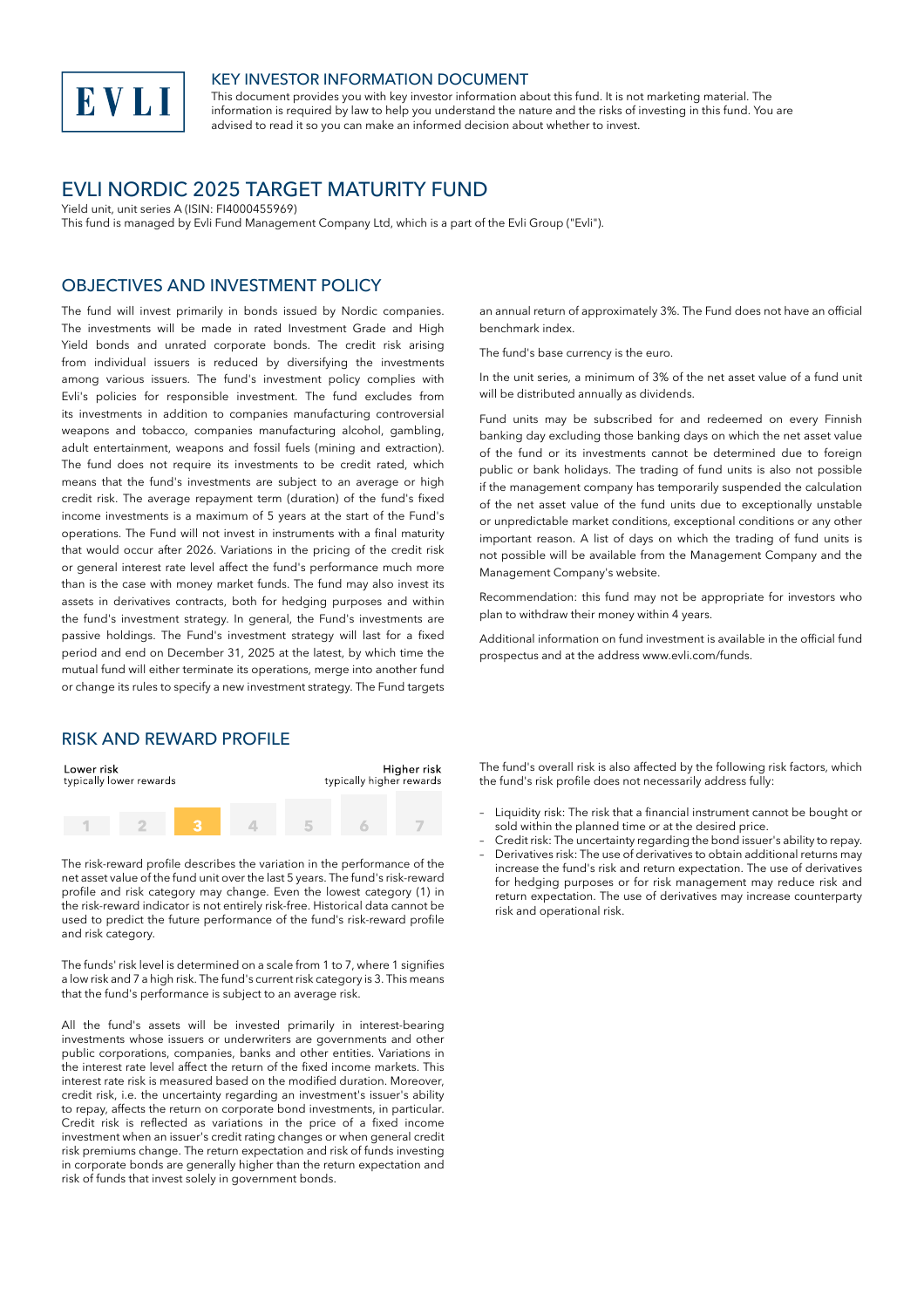EVLI

## KEY INVESTOR INFORMATION DOCUMENT

This document provides you with key investor information about this fund. It is not marketing material. The information is required by law to help you understand the nature and the risks of investing in this fund. You are advised to read it so you can make an informed decision about whether to invest.

# EVLI NORDIC 2025 TARGET MATURITY FUND

Yield unit, unit series A (ISIN: FI4000455969)

This fund is managed by Evli Fund Management Company Ltd, which is a part of the Evli Group ("Evli").

## OBJECTIVES AND INVESTMENT POLICY

The fund will invest primarily in bonds issued by Nordic companies. The investments will be made in rated Investment Grade and High Yield bonds and unrated corporate bonds. The credit risk arising from individual issuers is reduced by diversifying the investments among various issuers. The fund's investment policy complies with Evli's policies for responsible investment. The fund excludes from its investments in addition to companies manufacturing controversial weapons and tobacco, companies manufacturing alcohol, gambling, adult entertainment, weapons and fossil fuels (mining and extraction). The fund does not require its investments to be credit rated, which means that the fund's investments are subject to an average or high credit risk. The average repayment term (duration) of the fund's fixed income investments is a maximum of 5 years at the start of the Fund's operations. The Fund will not invest in instruments with a final maturity that would occur after 2026. Variations in the pricing of the credit risk or general interest rate level affect the fund's performance much more than is the case with money market funds. The fund may also invest its assets in derivatives contracts, both for hedging purposes and within the fund's investment strategy. In general, the Fund's investments are passive holdings. The Fund's investment strategy will last for a fixed period and end on December 31, 2025 at the latest, by which time the mutual fund will either terminate its operations, merge into another fund or change its rules to specify a new investment strategy. The Fund targets an annual return of approximately 3%. The Fund does not have an official benchmark index.

The fund's base currency is the euro.

In the unit series, a minimum of 3% of the net asset value of a fund unit will be distributed annually as dividends.

Fund units may be subscribed for and redeemed on every Finnish banking day excluding those banking days on which the net asset value of the fund or its investments cannot be determined due to foreign public or bank holidays. The trading of fund units is also not possible if the management company has temporarily suspended the calculation of the net asset value of the fund units due to exceptionally unstable or unpredictable market conditions, exceptional conditions or any other important reason. A list of days on which the trading of fund units is not possible will be available from the Management Company and the Management Company's website.

Recommendation: this fund may not be appropriate for investors who plan to withdraw their money within 4 years.

Additional information on fund investment is available in the official fund prospectus and at the address www.evli.com/funds.

## RISK AND REWARD PROFILE

| Lower risk<br>typically lower rewards | | | | | | Higher risk<br>typically higher rewards |
|---|---|---|---|---|---|---|
| 1 | 2 | **3** | 4 | 5 | 6 | 7 |

The risk-reward profile describes the variation in the performance of the net asset value of the fund unit over the last 5 years. The fund's risk-reward profile and risk category may change. Even the lowest category (1) in the risk-reward indicator is not entirely risk-free. Historical data cannot be used to predict the future performance of the fund's risk-reward profile and risk category.

The funds' risk level is determined on a scale from 1 to 7, where 1 signifies a low risk and 7 a high risk. The fund's current risk category is 3. This means that the fund's performance is subject to an average risk.

All the fund's assets will be invested primarily in interest-bearing investments whose issuers or underwriters are governments and other public corporations, companies, banks and other entities. Variations in the interest rate level affect the return of the fixed income markets. This interest rate risk is measured based on the modified duration. Moreover, credit risk, i.e. the uncertainty regarding an investment's issuer's ability to repay, affects the return on corporate bond investments, in particular. Credit risk is reflected as variations in the price of a fixed income investment when an issuer's credit rating changes or when general credit risk premiums change. The return expectation and risk of funds investing in corporate bonds are generally higher than the return expectation and risk of funds that invest solely in government bonds.

The fund's overall risk is also affected by the following risk factors, which the fund's risk profile does not necessarily address fully:

- Liquidity risk: The risk that a financial instrument cannot be bought or sold within the planned time or at the desired price.
- Credit risk: The uncertainty regarding the bond issuer's ability to repay.
- Derivatives risk: The use of derivatives to obtain additional returns may increase the fund's risk and return expectation. The use of derivatives for hedging purposes or for risk management may reduce risk and return expectation. The use of derivatives may increase counterparty risk and operational risk.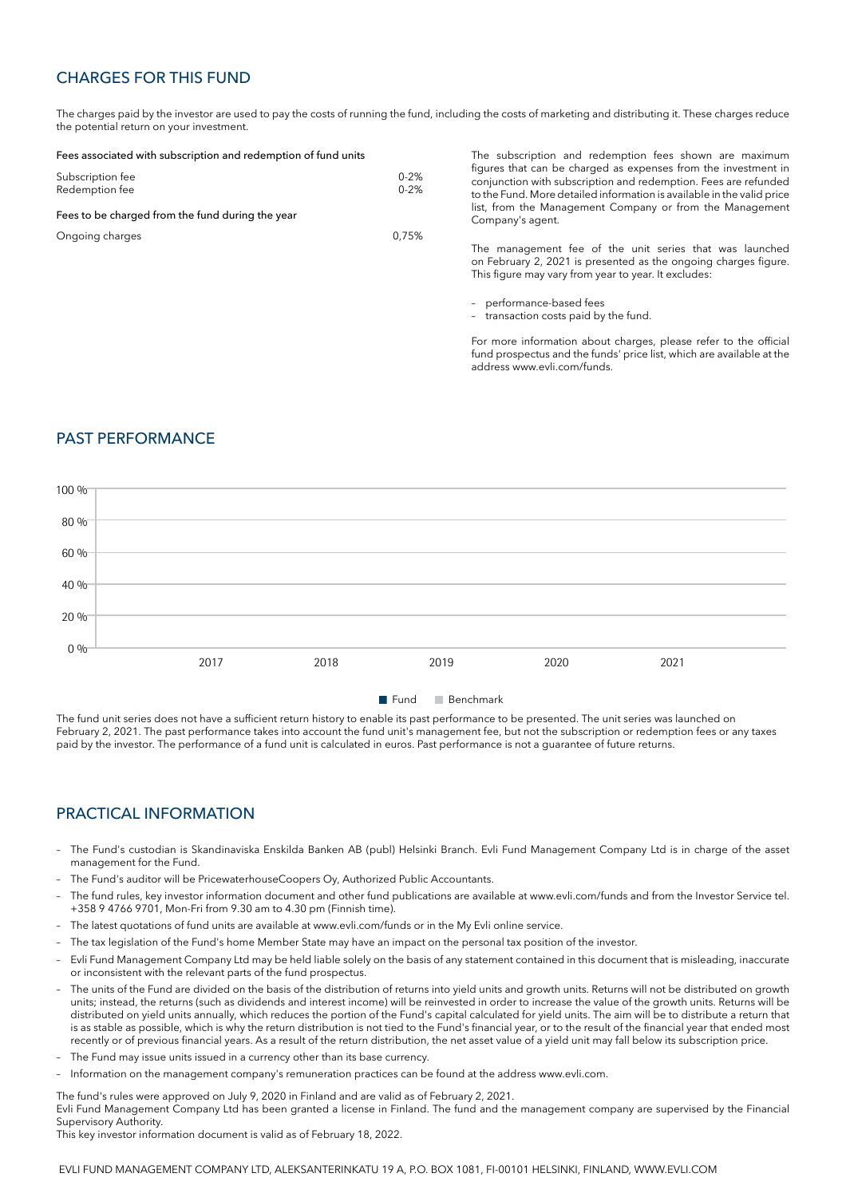## CHARGES FOR THIS FUND

The charges paid by the investor are used to pay the costs of running the fund, including the costs of marketing and distributing it. These charges reduce the potential return on your investment.

| Fees associated with subscription and redemption of fund units | |
|---|---|
| Subscription fee | 0-2% |
| Redemption fee | 0-2% |
| **Fees to be charged from the fund during the year** | |
| Ongoing charges | 0,75% |

The subscription and redemption fees shown are maximum figures that can be charged as expenses from the investment in conjunction with subscription and redemption. Fees are refunded to the Fund. More detailed information is available in the valid price list, from the Management Company or from the Management Company's agent.

The management fee of the unit series that was launched on February 2, 2021 is presented as the ongoing charges figure. This figure may vary from year to year. It excludes:

- performance-based fees
- transaction costs paid by the fund.

For more information about charges, please refer to the official fund prospectus and the funds' price list, which are available at the address www.evli.com/funds.

## PAST PERFORMANCE

100 %
80 %
60 %
40 %
20 %
0 %
2017
2018
2019
2020
2021
Fund
Benchmark

The fund unit series does not have a sufficient return history to enable its past performance to be presented. The unit series was launched on February 2, 2021. The past performance takes into account the fund unit's management fee, but not the subscription or redemption fees or any taxes paid by the investor. The performance of a fund unit is calculated in euros. Past performance is not a guarantee of future returns.

## PRACTICAL INFORMATION

- The Fund's custodian is Skandinaviska Enskilda Banken AB (publ) Helsinki Branch. Evli Fund Management Company Ltd is in charge of the asset management for the Fund.
- The Fund's auditor will be PricewaterhouseCoopers Oy, Authorized Public Accountants.
- The fund rules, key investor information document and other fund publications are available at www.evli.com/funds and from the Investor Service tel. +358 9 4766 9701, Mon-Fri from 9.30 am to 4.30 pm (Finnish time).
- The latest quotations of fund units are available at www.evli.com/funds or in the My Evli online service.
- The tax legislation of the Fund's home Member State may have an impact on the personal tax position of the investor.
- Evli Fund Management Company Ltd may be held liable solely on the basis of any statement contained in this document that is misleading, inaccurate or inconsistent with the relevant parts of the fund prospectus.
- The units of the Fund are divided on the basis of the distribution of returns into yield units and growth units. Returns will not be distributed on growth units; instead, the returns (such as dividends and interest income) will be reinvested in order to increase the value of the growth units. Returns will be distributed on yield units annually, which reduces the portion of the Fund's capital calculated for yield units. The aim will be to distribute a return that is as stable as possible, which is why the return distribution is not tied to the Fund's financial year, or to the result of the financial year that ended most recently or of previous financial years. As a result of the return distribution, the net asset value of a yield unit may fall below its subscription price.
- The Fund may issue units issued in a currency other than its base currency.
- Information on the management company's remuneration practices can be found at the address www.evli.com.

The fund's rules were approved on July 9, 2020 in Finland and are valid as of February 2, 2021.
Evli Fund Management Company Ltd has been granted a license in Finland. The fund and the management company are supervised by the Financial Supervisory Authority.
This key investor information document is valid as of February 18, 2022.

EVLI FUND MANAGEMENT COMPANY LTD, ALEKSANTERINKATU 19 A, P.O. BOX 1081, FI-00101 HELSINKI, FINLAND, WWW.EVLI.COM